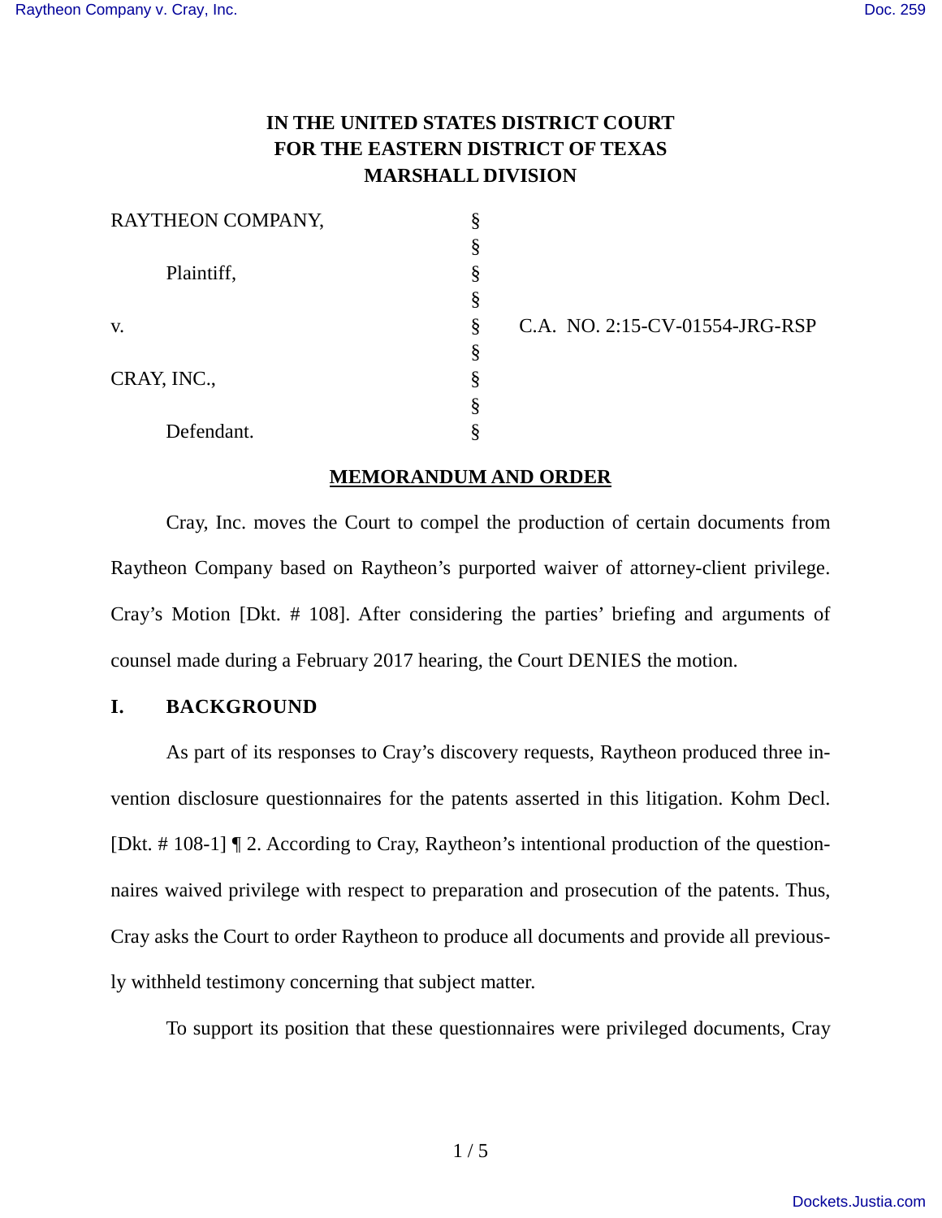# IN THE UNITED STATES DISTRICT COURT
# FOR THE EASTERN DISTRICT OF TEXAS
# MARSHALL DIVISION

| | | |
|---|---|---|
| RAYTHEON COMPANY, | § | |
| | § | |
| Plaintiff, | § | |
| | § | |
| v. | § | C.A. NO. 2:15-CV-01554-JRG-RSP |
| | § | |
| CRAY, INC., | § | |
| | § | |
| Defendant. | § | |

## MEMORANDUM AND ORDER

Cray, Inc. moves the Court to compel the production of certain documents from Raytheon Company based on Raytheon's purported waiver of attorney-client privilege. Cray's Motion [Dkt. # 108]. After considering the parties' briefing and arguments of counsel made during a February 2017 hearing, the Court DENIES the motion.

## I. BACKGROUND

As part of its responses to Cray's discovery requests, Raytheon produced three invention disclosure questionnaires for the patents asserted in this litigation. Kohm Decl. [Dkt. # 108-1] ¶ 2. According to Cray, Raytheon's intentional production of the questionnaires waived privilege with respect to preparation and prosecution of the patents. Thus, Cray asks the Court to order Raytheon to produce all documents and provide all previously withheld testimony concerning that subject matter.

To support its position that these questionnaires were privileged documents, Cray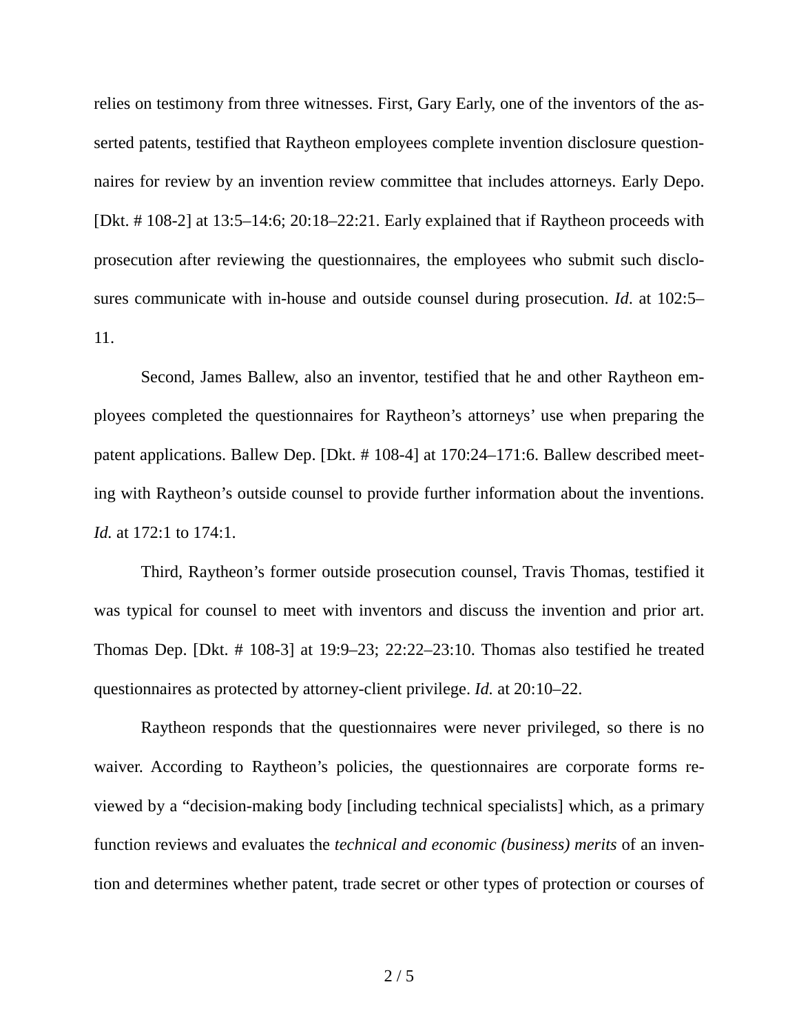relies on testimony from three witnesses. First, Gary Early, one of the inventors of the asserted patents, testified that Raytheon employees complete invention disclosure questionnaires for review by an invention review committee that includes attorneys. Early Depo. [Dkt. # 108-2] at 13:5–14:6; 20:18–22:21. Early explained that if Raytheon proceeds with prosecution after reviewing the questionnaires, the employees who submit such disclosures communicate with in-house and outside counsel during prosecution. *Id*. at 102:5–11.

Second, James Ballew, also an inventor, testified that he and other Raytheon employees completed the questionnaires for Raytheon's attorneys' use when preparing the patent applications. Ballew Dep. [Dkt. # 108-4] at 170:24–171:6. Ballew described meeting with Raytheon's outside counsel to provide further information about the inventions. *Id.* at 172:1 to 174:1.

Third, Raytheon's former outside prosecution counsel, Travis Thomas, testified it was typical for counsel to meet with inventors and discuss the invention and prior art. Thomas Dep. [Dkt. # 108-3] at 19:9–23; 22:22–23:10. Thomas also testified he treated questionnaires as protected by attorney-client privilege. *Id.* at 20:10–22.

Raytheon responds that the questionnaires were never privileged, so there is no waiver. According to Raytheon's policies, the questionnaires are corporate forms reviewed by a "decision-making body [including technical specialists] which, as a primary function reviews and evaluates the *technical and economic (business) merits* of an invention and determines whether patent, trade secret or other types of protection or courses of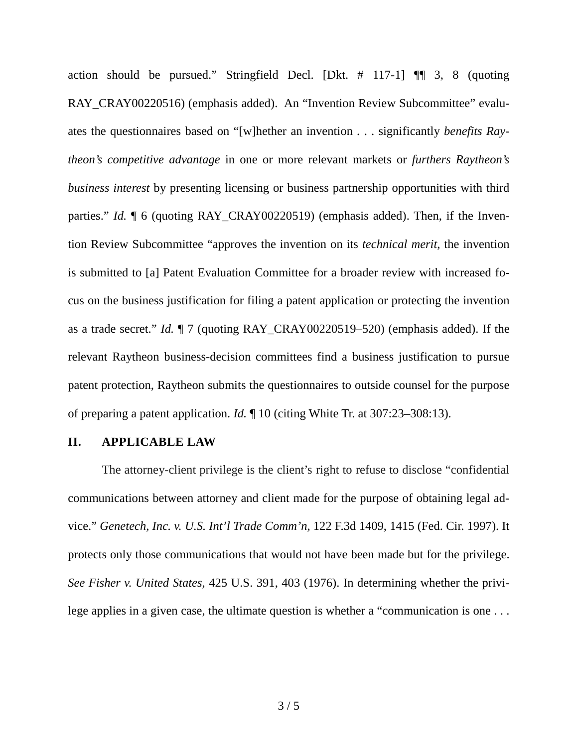action should be pursued." Stringfield Decl. [Dkt. # 117-1] ¶¶ 3, 8 (quoting RAY_CRAY00220516) (emphasis added). An "Invention Review Subcommittee" evaluates the questionnaires based on "[w]hether an invention . . . significantly *benefits Raytheon's competitive advantage* in one or more relevant markets or *furthers Raytheon's business interest* by presenting licensing or business partnership opportunities with third parties." *Id.* ¶ 6 (quoting RAY_CRAY00220519) (emphasis added). Then, if the Invention Review Subcommittee "approves the invention on its *technical merit*, the invention is submitted to [a] Patent Evaluation Committee for a broader review with increased focus on the business justification for filing a patent application or protecting the invention as a trade secret." *Id.* ¶ 7 (quoting RAY_CRAY00220519–520) (emphasis added). If the relevant Raytheon business-decision committees find a business justification to pursue patent protection, Raytheon submits the questionnaires to outside counsel for the purpose of preparing a patent application. *Id.* ¶ 10 (citing White Tr. at 307:23–308:13).

## II. APPLICABLE LAW

The attorney-client privilege is the client's right to refuse to disclose "confidential communications between attorney and client made for the purpose of obtaining legal advice." *Genetech, Inc. v. U.S. Int'l Trade Comm'n*, 122 F.3d 1409, 1415 (Fed. Cir. 1997). It protects only those communications that would not have been made but for the privilege. *See Fisher v. United States*, 425 U.S. 391, 403 (1976). In determining whether the privilege applies in a given case, the ultimate question is whether a "communication is one . . .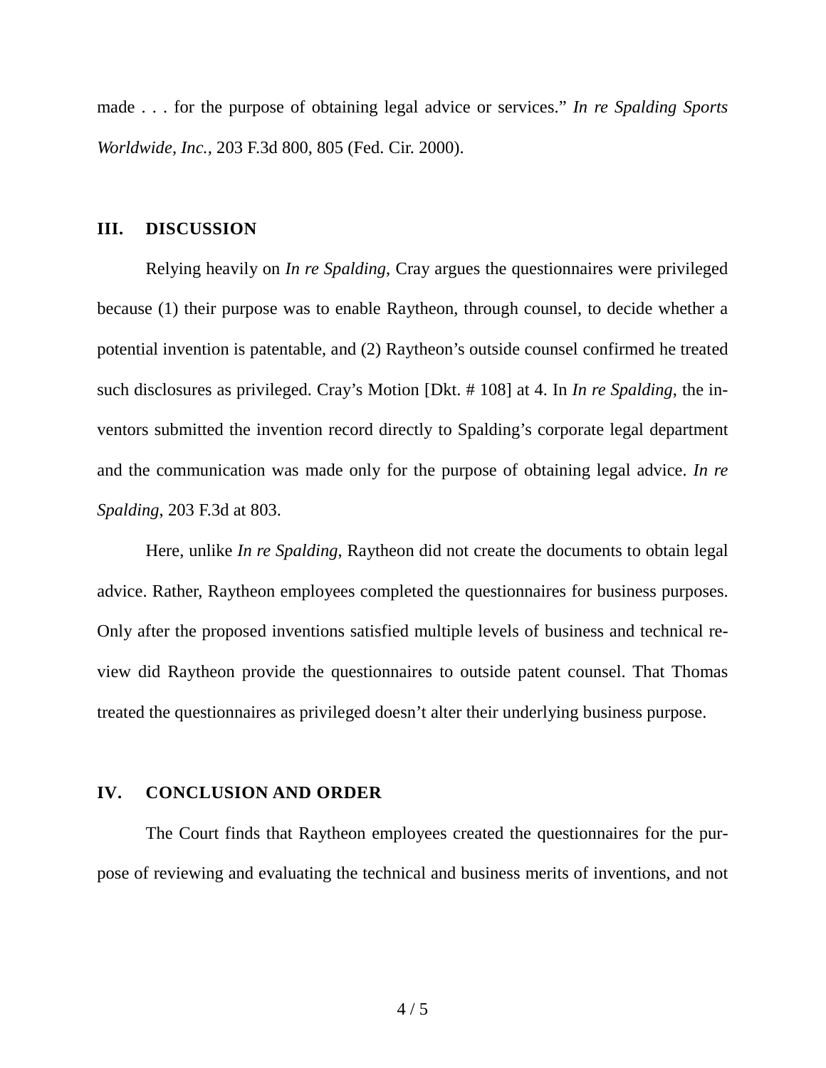made . . . for the purpose of obtaining legal advice or services." *In re Spalding Sports Worldwide, Inc.*, 203 F.3d 800, 805 (Fed. Cir. 2000).

## III. DISCUSSION

Relying heavily on *In re Spalding*, Cray argues the questionnaires were privileged because (1) their purpose was to enable Raytheon, through counsel, to decide whether a potential invention is patentable, and (2) Raytheon's outside counsel confirmed he treated such disclosures as privileged. Cray's Motion [Dkt. # 108] at 4. In *In re Spalding*, the inventors submitted the invention record directly to Spalding's corporate legal department and the communication was made only for the purpose of obtaining legal advice. *In re Spalding*, 203 F.3d at 803.

Here, unlike *In re Spalding*, Raytheon did not create the documents to obtain legal advice. Rather, Raytheon employees completed the questionnaires for business purposes. Only after the proposed inventions satisfied multiple levels of business and technical review did Raytheon provide the questionnaires to outside patent counsel. That Thomas treated the questionnaires as privileged doesn't alter their underlying business purpose.

## IV. CONCLUSION AND ORDER

The Court finds that Raytheon employees created the questionnaires for the purpose of reviewing and evaluating the technical and business merits of inventions, and not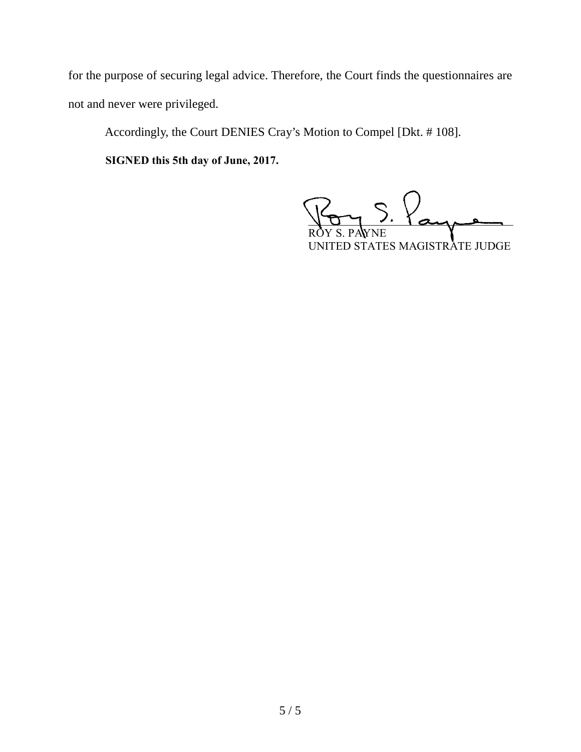for the purpose of securing legal advice. Therefore, the Court finds the questionnaires are not and never were privileged.

Accordingly, the Court DENIES Cray's Motion to Compel [Dkt. # 108].

**SIGNED this 5th day of June, 2017.**

ROY S. PAYNE
UNITED STATES MAGISTRATE JUDGE